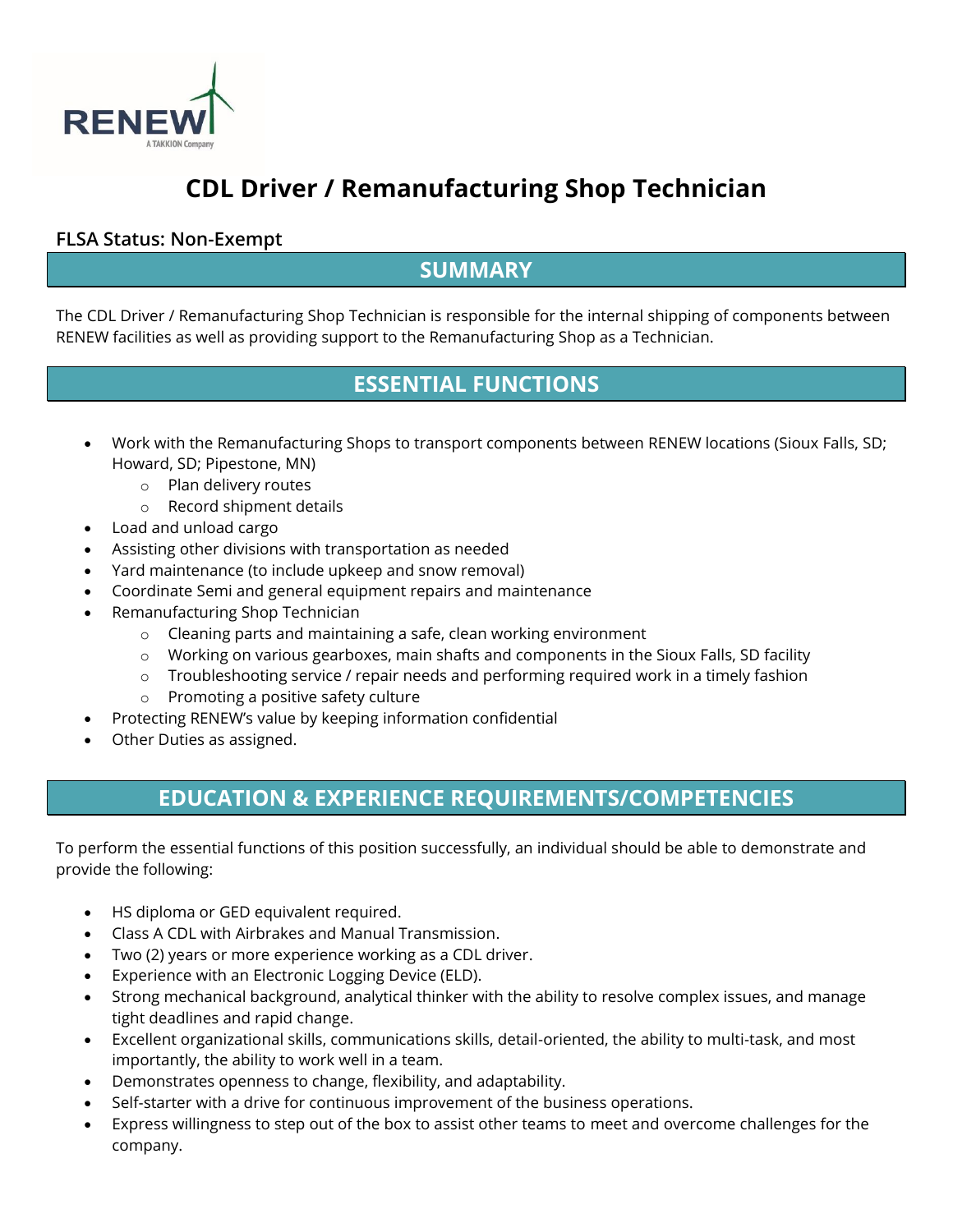RENEW
A TAKKION Company

# CDL Driver / Remanufacturing Shop Technician

**FLSA Status: Non-Exempt**

## SUMMARY

The CDL Driver / Remanufacturing Shop Technician is responsible for the internal shipping of components between RENEW facilities as well as providing support to the Remanufacturing Shop as a Technician.

## ESSENTIAL FUNCTIONS

- Work with the Remanufacturing Shops to transport components between RENEW locations (Sioux Falls, SD; Howard, SD; Pipestone, MN)
  - Plan delivery routes
  - Record shipment details
- Load and unload cargo
- Assisting other divisions with transportation as needed
- Yard maintenance (to include upkeep and snow removal)
- Coordinate Semi and general equipment repairs and maintenance
- Remanufacturing Shop Technician
  - Cleaning parts and maintaining a safe, clean working environment
  - Working on various gearboxes, main shafts and components in the Sioux Falls, SD facility
  - Troubleshooting service / repair needs and performing required work in a timely fashion
  - Promoting a positive safety culture
- Protecting RENEW's value by keeping information confidential
- Other Duties as assigned.

## EDUCATION & EXPERIENCE REQUIREMENTS/COMPETENCIES

To perform the essential functions of this position successfully, an individual should be able to demonstrate and provide the following:

- HS diploma or GED equivalent required.
- Class A CDL with Airbrakes and Manual Transmission.
- Two (2) years or more experience working as a CDL driver.
- Experience with an Electronic Logging Device (ELD).
- Strong mechanical background, analytical thinker with the ability to resolve complex issues, and manage tight deadlines and rapid change.
- Excellent organizational skills, communications skills, detail-oriented, the ability to multi-task, and most importantly, the ability to work well in a team.
- Demonstrates openness to change, flexibility, and adaptability.
- Self-starter with a drive for continuous improvement of the business operations.
- Express willingness to step out of the box to assist other teams to meet and overcome challenges for the company.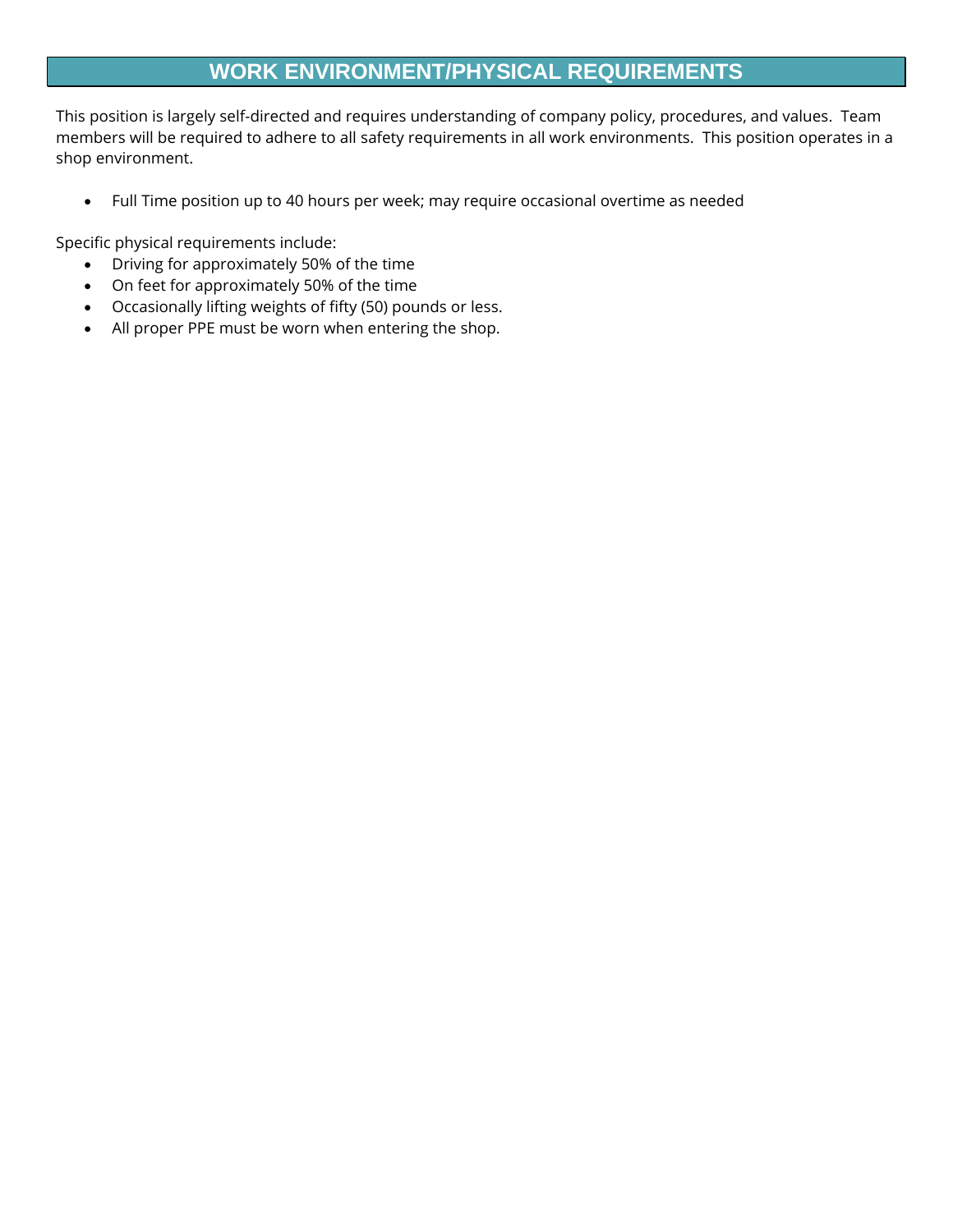## WORK ENVIRONMENT/PHYSICAL REQUIREMENTS

This position is largely self-directed and requires understanding of company policy, procedures, and values. Team members will be required to adhere to all safety requirements in all work environments. This position operates in a shop environment.

- Full Time position up to 40 hours per week; may require occasional overtime as needed

Specific physical requirements include:

- Driving for approximately 50% of the time
- On feet for approximately 50% of the time
- Occasionally lifting weights of fifty (50) pounds or less.
- All proper PPE must be worn when entering the shop.